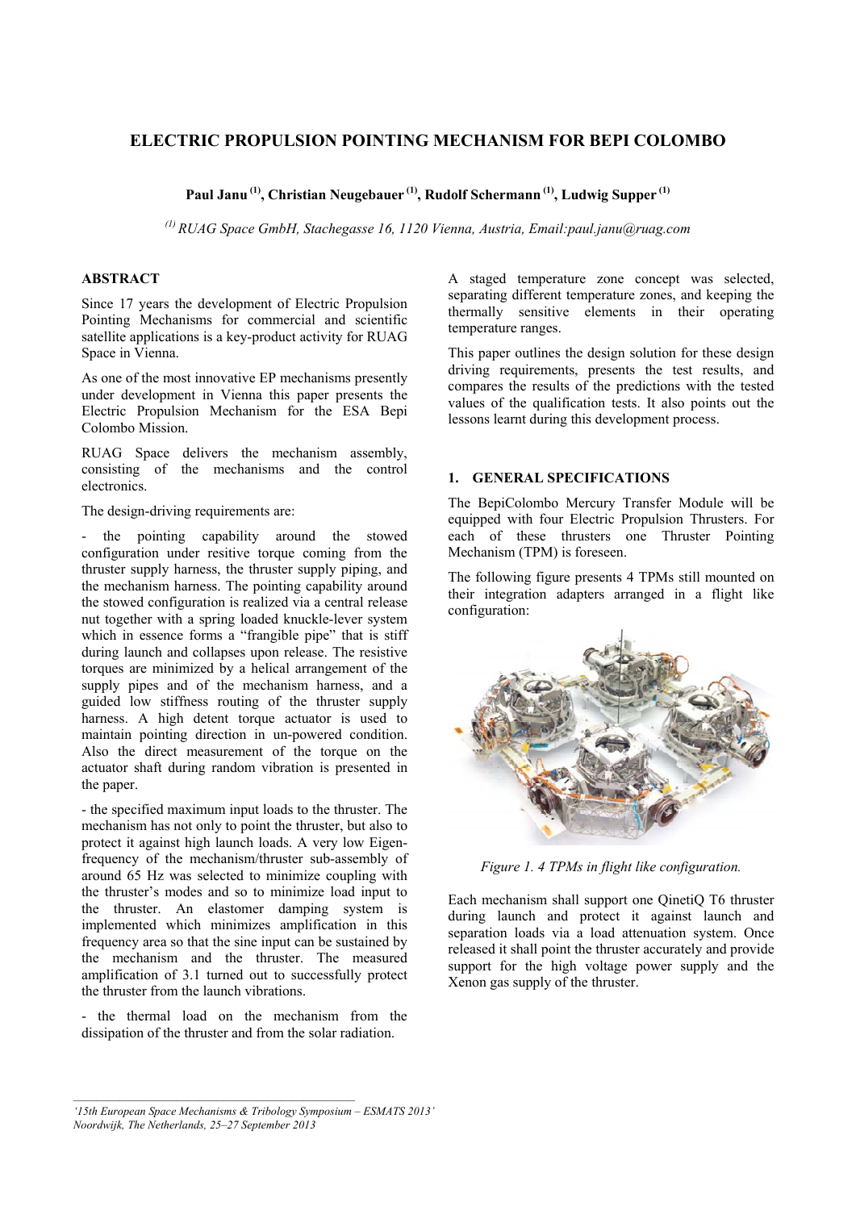# ELECTRIC PROPULSION POINTING MECHANISM FOR BEPI COLOMBO

**Paul Janu [1], Christian Neugebauer [1], Rudolf Schermann [1], Ludwig Supper [1]**

*[1] RUAG Space GmbH, Stachegasse 16, 1120 Vienna, Austria, Email:paul.janu@ruag.com*

## ABSTRACT

Since 17 years the development of Electric Propulsion Pointing Mechanisms for commercial and scientific satellite applications is a key-product activity for RUAG Space in Vienna.

As one of the most innovative EP mechanisms presently under development in Vienna this paper presents the Electric Propulsion Mechanism for the ESA Bepi Colombo Mission.

RUAG Space delivers the mechanism assembly, consisting of the mechanisms and the control electronics.

The design-driving requirements are:

- the pointing capability around the stowed configuration under resitive torque coming from the thruster supply harness, the thruster supply piping, and the mechanism harness. The pointing capability around the stowed configuration is realized via a central release nut together with a spring loaded knuckle-lever system which in essence forms a "frangible pipe" that is stiff during launch and collapses upon release. The resistive torques are minimized by a helical arrangement of the supply pipes and of the mechanism harness, and a guided low stiffness routing of the thruster supply harness. A high detent torque actuator is used to maintain pointing direction in un-powered condition. Also the direct measurement of the torque on the actuator shaft during random vibration is presented in the paper.

- the specified maximum input loads to the thruster. The mechanism has not only to point the thruster, but also to protect it against high launch loads. A very low Eigen-frequency of the mechanism/thruster sub-assembly of around 65 Hz was selected to minimize coupling with the thruster's modes and so to minimize load input to the thruster. An elastomer damping system is implemented which minimizes amplification in this frequency area so that the sine input can be sustained by the mechanism and the thruster. The measured amplification of 3.1 turned out to successfully protect the thruster from the launch vibrations.

- the thermal load on the mechanism from the dissipation of the thruster and from the solar radiation.

A staged temperature zone concept was selected, separating different temperature zones, and keeping the thermally sensitive elements in their operating temperature ranges.

This paper outlines the design solution for these design driving requirements, presents the test results, and compares the results of the predictions with the tested values of the qualification tests. It also points out the lessons learnt during this development process.

## 1. GENERAL SPECIFICATIONS

The BepiColombo Mercury Transfer Module will be equipped with four Electric Propulsion Thrusters. For each of these thrusters one Thruster Pointing Mechanism (TPM) is foreseen.

The following figure presents 4 TPMs still mounted on their integration adapters arranged in a flight like configuration:

*Figure 1. 4 TPMs in flight like configuration.*

Each mechanism shall support one QinetiQ T6 thruster during launch and protect it against launch and separation loads via a load attenuation system. Once released it shall point the thruster accurately and provide support for the high voltage power supply and the Xenon gas supply of the thruster.

*'15th European Space Mechanisms & Tribology Symposium – ESMATS 2013'*
*Noordwijk, The Netherlands, 25–27 September 2013*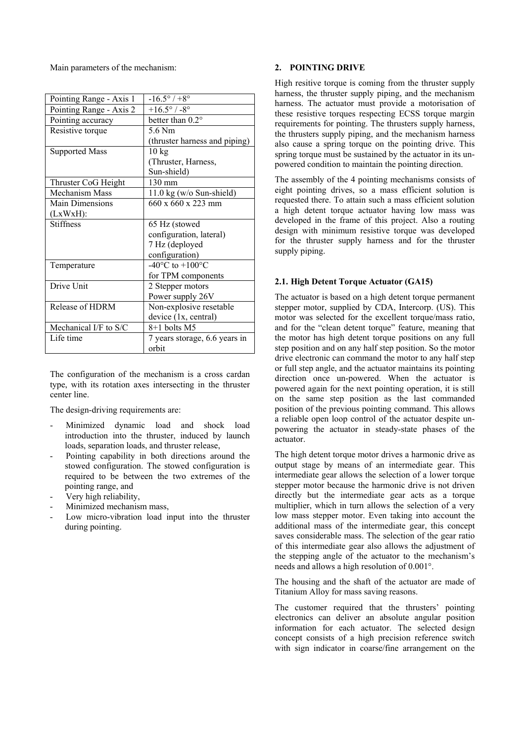Main parameters of the mechanism:

| Pointing Range - Axis 1 | -16.5° / +8° |
|---|---|
| Pointing Range - Axis 2 | +16.5° / -8° |
| Pointing accuracy | better than 0.2° |
| Resistive torque | 5.6 Nm (thruster harness and piping) |
| Supported Mass | 10 kg (Thruster, Harness, Sun-shield) |
| Thruster CoG Height | 130 mm |
| Mechanism Mass | 11.0 kg (w/o Sun-shield) |
| Main Dimensions (LxWxH): | 660 x 660 x 223 mm |
| Stiffness | 65 Hz (stowed configuration, lateral) 7 Hz (deployed configuration) |
| Temperature | -40°C to +100°C for TPM components |
| Drive Unit | 2 Stepper motors Power supply 26V |
| Release of HDRM | Non-explosive resetable device (1x, central) |
| Mechanical I/F to S/C | 8+1 bolts M5 |
| Life time | 7 years storage, 6.6 years in orbit |

The configuration of the mechanism is a cross cardan type, with its rotation axes intersecting in the thruster center line.

The design-driving requirements are:

- Minimized dynamic load and shock load introduction into the thruster, induced by launch loads, separation loads, and thruster release,
- Pointing capability in both directions around the stowed configuration. The stowed configuration is required to be between the two extremes of the pointing range, and
- Very high reliability,
- Minimized mechanism mass,
- Low micro-vibration load input into the thruster during pointing.

## 2. POINTING DRIVE

High resitive torque is coming from the thruster supply harness, the thruster supply piping, and the mechanism harness. The actuator must provide a motorisation of these resistive torques respecting ECSS torque margin requirements for pointing. The thrusters supply harness, the thrusters supply piping, and the mechanism harness also cause a spring torque on the pointing drive. This spring torque must be sustained by the actuator in its un-powered condition to maintain the pointing direction.

The assembly of the 4 pointing mechanisms consists of eight pointing drives, so a mass efficient solution is requested there. To attain such a mass efficient solution a high detent torque actuator having low mass was developed in the frame of this project. Also a routing design with minimum resistive torque was developed for the thruster supply harness and for the thruster supply piping.

### 2.1. High Detent Torque Actuator (GA15)

The actuator is based on a high detent torque permanent stepper motor, supplied by CDA, Intercorp. (US). This motor was selected for the excellent torque/mass ratio, and for the "clean detent torque" feature, meaning that the motor has high detent torque positions on any full step position and on any half step position. So the motor drive electronic can command the motor to any half step or full step angle, and the actuator maintains its pointing direction once un-powered. When the actuator is powered again for the next pointing operation, it is still on the same step position as the last commanded position of the previous pointing command. This allows a reliable open loop control of the actuator despite un-powering the actuator in steady-state phases of the actuator.

The high detent torque motor drives a harmonic drive as output stage by means of an intermediate gear. This intermediate gear allows the selection of a lower torque stepper motor because the harmonic drive is not driven directly but the intermediate gear acts as a torque multiplier, which in turn allows the selection of a very low mass stepper motor. Even taking into account the additional mass of the intermediate gear, this concept saves considerable mass. The selection of the gear ratio of this intermediate gear also allows the adjustment of the stepping angle of the actuator to the mechanism's needs and allows a high resolution of 0.001°.

The housing and the shaft of the actuator are made of Titanium Alloy for mass saving reasons.

The customer required that the thrusters' pointing electronics can deliver an absolute angular position information for each actuator. The selected design concept consists of a high precision reference switch with sign indicator in coarse/fine arrangement on the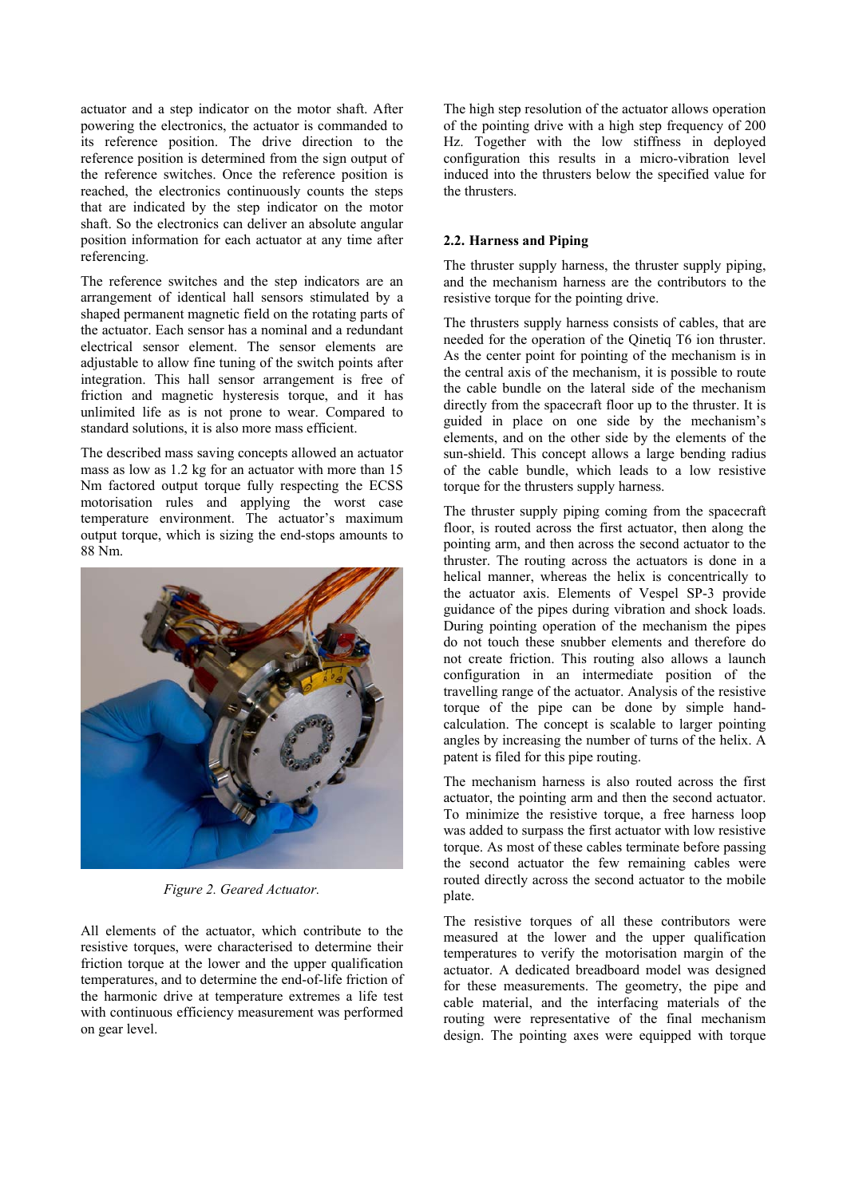actuator and a step indicator on the motor shaft. After powering the electronics, the actuator is commanded to its reference position. The drive direction to the reference position is determined from the sign output of the reference switches. Once the reference position is reached, the electronics continuously counts the steps that are indicated by the step indicator on the motor shaft. So the electronics can deliver an absolute angular position information for each actuator at any time after referencing.

The reference switches and the step indicators are an arrangement of identical hall sensors stimulated by a shaped permanent magnetic field on the rotating parts of the actuator. Each sensor has a nominal and a redundant electrical sensor element. The sensor elements are adjustable to allow fine tuning of the switch points after integration. This hall sensor arrangement is free of friction and magnetic hysteresis torque, and it has unlimited life as is not prone to wear. Compared to standard solutions, it is also more mass efficient.

The described mass saving concepts allowed an actuator mass as low as 1.2 kg for an actuator with more than 15 Nm factored output torque fully respecting the ECSS motorisation rules and applying the worst case temperature environment. The actuator's maximum output torque, which is sizing the end-stops amounts to 88 Nm.

*Figure 2. Geared Actuator.*

All elements of the actuator, which contribute to the resistive torques, were characterised to determine their friction torque at the lower and the upper qualification temperatures, and to determine the end-of-life friction of the harmonic drive at temperature extremes a life test with continuous efficiency measurement was performed on gear level.

The high step resolution of the actuator allows operation of the pointing drive with a high step frequency of 200 Hz. Together with the low stiffness in deployed configuration this results in a micro-vibration level induced into the thrusters below the specified value for the thrusters.

### 2.2. Harness and Piping

The thruster supply harness, the thruster supply piping, and the mechanism harness are the contributors to the resistive torque for the pointing drive.

The thrusters supply harness consists of cables, that are needed for the operation of the Qinetiq T6 ion thruster. As the center point for pointing of the mechanism is in the central axis of the mechanism, it is possible to route the cable bundle on the lateral side of the mechanism directly from the spacecraft floor up to the thruster. It is guided in place on one side by the mechanism's elements, and on the other side by the elements of the sun-shield. This concept allows a large bending radius of the cable bundle, which leads to a low resistive torque for the thrusters supply harness.

The thruster supply piping coming from the spacecraft floor, is routed across the first actuator, then along the pointing arm, and then across the second actuator to the thruster. The routing across the actuators is done in a helical manner, whereas the helix is concentrically to the actuator axis. Elements of Vespel SP-3 provide guidance of the pipes during vibration and shock loads. During pointing operation of the mechanism the pipes do not touch these snubber elements and therefore do not create friction. This routing also allows a launch configuration in an intermediate position of the travelling range of the actuator. Analysis of the resistive torque of the pipe can be done by simple hand-calculation. The concept is scalable to larger pointing angles by increasing the number of turns of the helix. A patent is filed for this pipe routing.

The mechanism harness is also routed across the first actuator, the pointing arm and then the second actuator. To minimize the resistive torque, a free harness loop was added to surpass the first actuator with low resistive torque. As most of these cables terminate before passing the second actuator the few remaining cables were routed directly across the second actuator to the mobile plate.

The resistive torques of all these contributors were measured at the lower and the upper qualification temperatures to verify the motorisation margin of the actuator. A dedicated breadboard model was designed for these measurements. The geometry, the pipe and cable material, and the interfacing materials of the routing were representative of the final mechanism design. The pointing axes were equipped with torque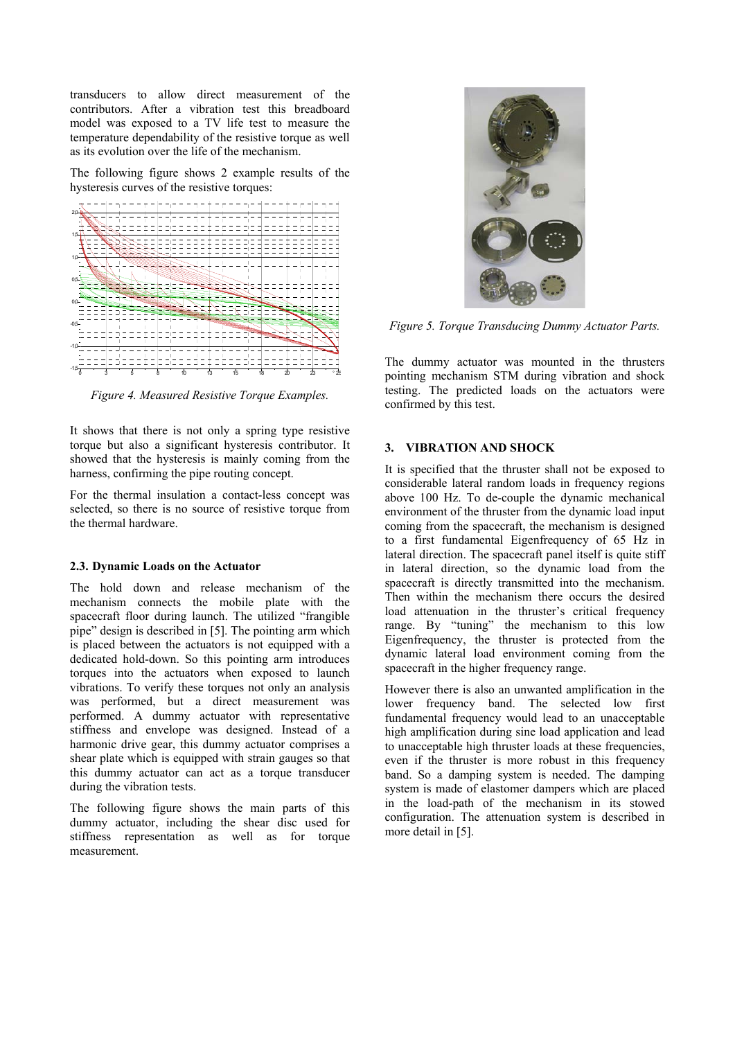transducers to allow direct measurement of the contributors. After a vibration test this breadboard model was exposed to a TV life test to measure the temperature dependability of the resistive torque as well as its evolution over the life of the mechanism.

The following figure shows 2 example results of the hysteresis curves of the resistive torques:

*Figure 4. Measured Resistive Torque Examples.*

It shows that there is not only a spring type resistive torque but also a significant hysteresis contributor. It showed that the hysteresis is mainly coming from the harness, confirming the pipe routing concept.

For the thermal insulation a contact-less concept was selected, so there is no source of resistive torque from the thermal hardware.

### 2.3. Dynamic Loads on the Actuator

The hold down and release mechanism of the mechanism connects the mobile plate with the spacecraft floor during launch. The utilized "frangible pipe" design is described in [5]. The pointing arm which is placed between the actuators is not equipped with a dedicated hold-down. So this pointing arm introduces torques into the actuators when exposed to launch vibrations. To verify these torques not only an analysis was performed, but a direct measurement was performed. A dummy actuator with representative stiffness and envelope was designed. Instead of a harmonic drive gear, this dummy actuator comprises a shear plate which is equipped with strain gauges so that this dummy actuator can act as a torque transducer during the vibration tests.

The following figure shows the main parts of this dummy actuator, including the shear disc used for stiffness representation as well as for torque measurement.

*Figure 5. Torque Transducing Dummy Actuator Parts.*

The dummy actuator was mounted in the thrusters pointing mechanism STM during vibration and shock testing. The predicted loads on the actuators were confirmed by this test.

## 3. VIBRATION AND SHOCK

It is specified that the thruster shall not be exposed to considerable lateral random loads in frequency regions above 100 Hz. To de-couple the dynamic mechanical environment of the thruster from the dynamic load input coming from the spacecraft, the mechanism is designed to a first fundamental Eigenfrequency of 65 Hz in lateral direction. The spacecraft panel itself is quite stiff in lateral direction, so the dynamic load from the spacecraft is directly transmitted into the mechanism. Then within the mechanism there occurs the desired load attenuation in the thruster's critical frequency range. By "tuning" the mechanism to this low Eigenfrequency, the thruster is protected from the dynamic lateral load environment coming from the spacecraft in the higher frequency range.

However there is also an unwanted amplification in the lower frequency band. The selected low first fundamental frequency would lead to an unacceptable high amplification during sine load application and lead to unacceptable high thruster loads at these frequencies, even if the thruster is more robust in this frequency band. So a damping system is needed. The damping system is made of elastomer dampers which are placed in the load-path of the mechanism in its stowed configuration. The attenuation system is described in more detail in [5].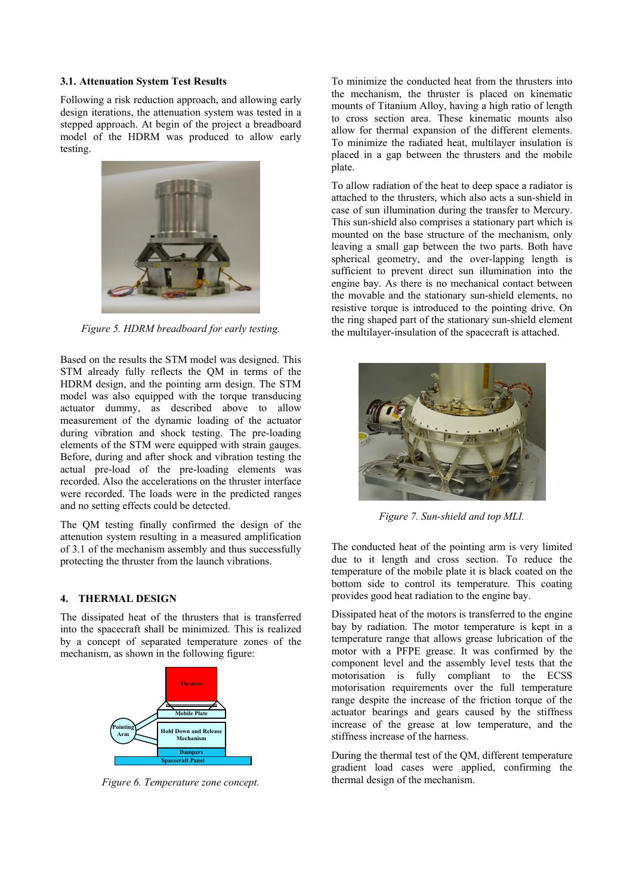### 3.1. Attenuation System Test Results

Following a risk reduction approach, and allowing early design iterations, the attenuation system was tested in a stepped approach. At begin of the project a breadboard model of the HDRM was produced to allow early testing.

*Figure 5. HDRM breadboard for early testing.*

Based on the results the STM model was designed. This STM already fully reflects the QM in terms of the HDRM design, and the pointing arm design. The STM model was also equipped with the torque transducing actuator dummy, as described above to allow measurement of the dynamic loading of the actuator during vibration and shock testing. The pre-loading elements of the STM were equipped with strain gauges. Before, during and after shock and vibration testing the actual pre-load of the pre-loading elements was recorded. Also the accelerations on the thruster interface were recorded. The loads were in the predicted ranges and no setting effects could be detected.

The QM testing finally confirmed the design of the attenuation system resulting in a measured amplification of 3.1 of the mechanism assembly and thus successfully protecting the thruster from the launch vibrations.

## 4. THERMAL DESIGN

The dissipated heat of the thrusters that is transferred into the spacecraft shall be minimized. This is realized by a concept of separated temperature zones of the mechanism, as shown in the following figure:

*Figure 6. Temperature zone concept.*

To minimize the conducted heat from the thrusters into the mechanism, the thruster is placed on kinematic mounts of Titanium Alloy, having a high ratio of length to cross section area. These kinematic mounts also allow for thermal expansion of the different elements. To minimize the radiated heat, multilayer insulation is placed in a gap between the thrusters and the mobile plate.

To allow radiation of the heat to deep space a radiator is attached to the thrusters, which also acts a sun-shield in case of sun illumination during the transfer to Mercury. This sun-shield also comprises a stationary part which is mounted on the base structure of the mechanism, only leaving a small gap between the two parts. Both have spherical geometry, and the over-lapping length is sufficient to prevent direct sun illumination into the engine bay. As there is no mechanical contact between the movable and the stationary sun-shield elements, no resistive torque is introduced to the pointing drive. On the ring shaped part of the stationary sun-shield element the multilayer-insulation of the spacecraft is attached.

*Figure 7. Sun-shield and top MLI.*

The conducted heat of the pointing arm is very limited due to it length and cross section. To reduce the temperature of the mobile plate it is black coated on the bottom side to control its temperature. This coating provides good heat radiation to the engine bay.

Dissipated heat of the motors is transferred to the engine bay by radiation. The motor temperature is kept in a temperature range that allows grease lubrication of the motor with a PFPE grease. It was confirmed by the component level and the assembly level tests that the motorisation is fully compliant to the ECSS motorisation requirements over the full temperature range despite the increase of the friction torque of the actuator bearings and gears caused by the stiffness increase of the grease at low temperature, and the stiffness increase of the harness.

During the thermal test of the QM, different temperature gradient load cases were applied, confirming the thermal design of the mechanism.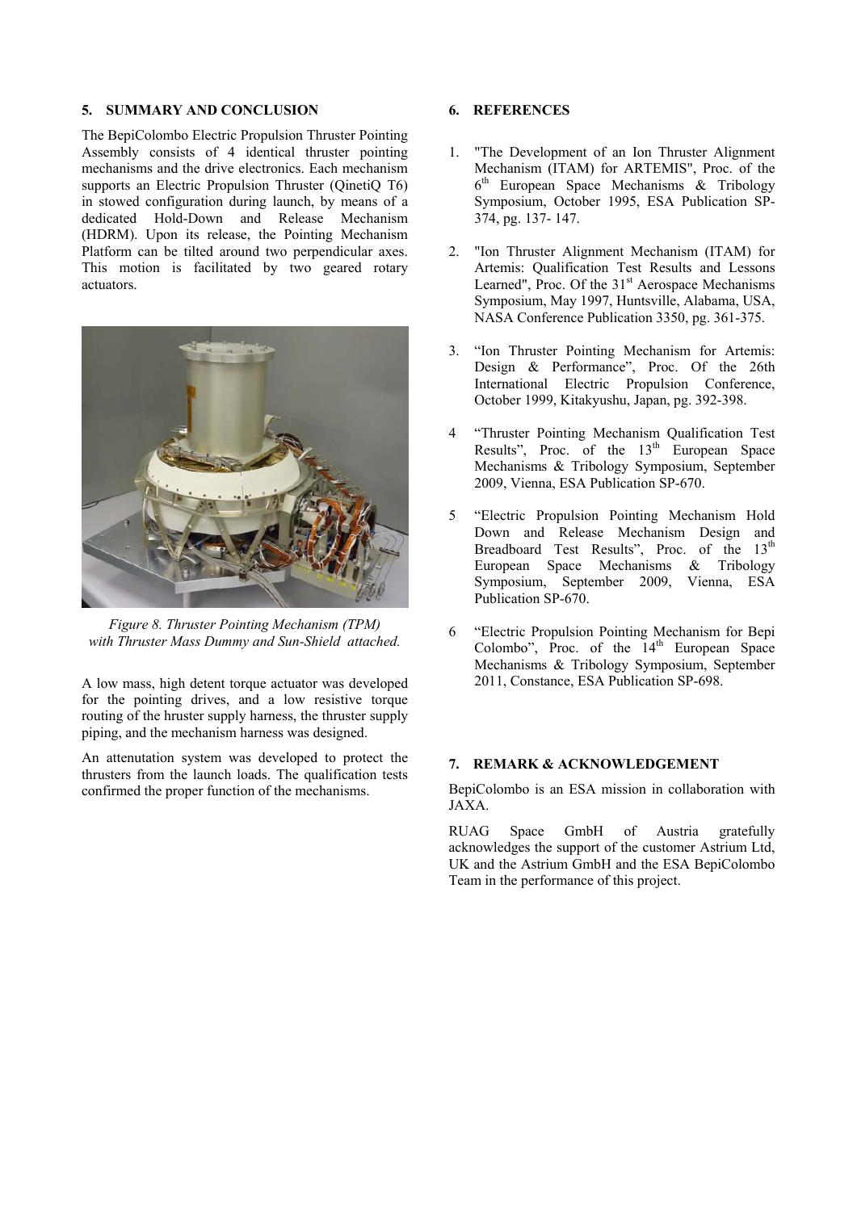## 5. SUMMARY AND CONCLUSION

The BepiColombo Electric Propulsion Thruster Pointing Assembly consists of 4 identical thruster pointing mechanisms and the drive electronics. Each mechanism supports an Electric Propulsion Thruster (QinetiQ T6) in stowed configuration during launch, by means of a dedicated Hold-Down and Release Mechanism (HDRM). Upon its release, the Pointing Mechanism Platform can be tilted around two perpendicular axes. This motion is facilitated by two geared rotary actuators.

*Figure 8. Thruster Pointing Mechanism (TPM) with Thruster Mass Dummy and Sun-Shield attached.*

A low mass, high detent torque actuator was developed for the pointing drives, and a low resistive torque routing of the hruster supply harness, the thruster supply piping, and the mechanism harness was designed.

An attenutation system was developed to protect the thrusters from the launch loads. The qualification tests confirmed the proper function of the mechanisms.

## 6. REFERENCES

1. "The Development of an Ion Thruster Alignment Mechanism (ITAM) for ARTEMIS", Proc. of the 6th European Space Mechanisms & Tribology Symposium, October 1995, ESA Publication SP-374, pg. 137- 147.

2. "Ion Thruster Alignment Mechanism (ITAM) for Artemis: Qualification Test Results and Lessons Learned", Proc. Of the 31st Aerospace Mechanisms Symposium, May 1997, Huntsville, Alabama, USA, NASA Conference Publication 3350, pg. 361-375.

3. "Ion Thruster Pointing Mechanism for Artemis: Design & Performance", Proc. Of the 26th International Electric Propulsion Conference, October 1999, Kitakyushu, Japan, pg. 392-398.

4. "Thruster Pointing Mechanism Qualification Test Results", Proc. of the 13th European Space Mechanisms & Tribology Symposium, September 2009, Vienna, ESA Publication SP-670.

5. "Electric Propulsion Pointing Mechanism Hold Down and Release Mechanism Design and Breadboard Test Results", Proc. of the 13th European Space Mechanisms & Tribology Symposium, September 2009, Vienna, ESA Publication SP-670.

6. "Electric Propulsion Pointing Mechanism for Bepi Colombo", Proc. of the 14th European Space Mechanisms & Tribology Symposium, September 2011, Constance, ESA Publication SP-698.

## 7. REMARK & ACKNOWLEDGEMENT

BepiColombo is an ESA mission in collaboration with JAXA.

RUAG Space GmbH of Austria gratefully acknowledges the support of the customer Astrium Ltd, UK and the Astrium GmbH and the ESA BepiColombo Team in the performance of this project.